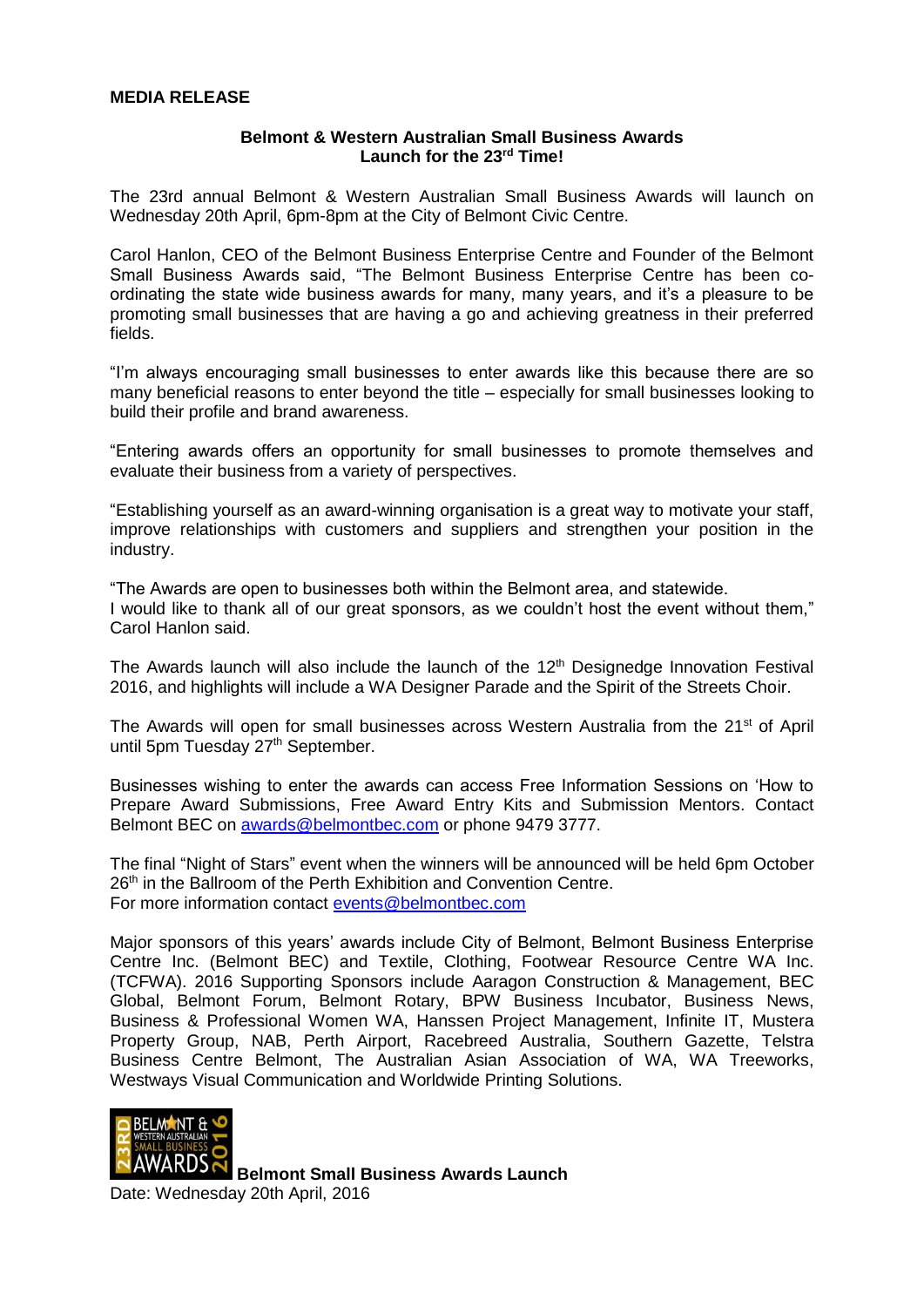**MEDIA RELEASE**

**Belmont & Western Australian Small Business Awards**
**Launch for the 23rd Time!**

The 23rd annual Belmont & Western Australian Small Business Awards will launch on Wednesday 20th April, 6pm-8pm at the City of Belmont Civic Centre.

Carol Hanlon, CEO of the Belmont Business Enterprise Centre and Founder of the Belmont Small Business Awards said, "The Belmont Business Enterprise Centre has been co-ordinating the state wide business awards for many, many years, and it's a pleasure to be promoting small businesses that are having a go and achieving greatness in their preferred fields.

"I'm always encouraging small businesses to enter awards like this because there are so many beneficial reasons to enter beyond the title – especially for small businesses looking to build their profile and brand awareness.

"Entering awards offers an opportunity for small businesses to promote themselves and evaluate their business from a variety of perspectives.

"Establishing yourself as an award-winning organisation is a great way to motivate your staff, improve relationships with customers and suppliers and strengthen your position in the industry.

"The Awards are open to businesses both within the Belmont area, and statewide.
I would like to thank all of our great sponsors, as we couldn't host the event without them," Carol Hanlon said.

The Awards launch will also include the launch of the 12th Designedge Innovation Festival 2016, and highlights will include a WA Designer Parade and the Spirit of the Streets Choir.

The Awards will open for small businesses across Western Australia from the 21st of April until 5pm Tuesday 27th September.

Businesses wishing to enter the awards can access Free Information Sessions on 'How to Prepare Award Submissions, Free Award Entry Kits and Submission Mentors. Contact Belmont BEC on awards@belmontbec.com or phone 9479 3777.

The final "Night of Stars" event when the winners will be announced will be held 6pm October 26th in the Ballroom of the Perth Exhibition and Convention Centre.
For more information contact events@belmontbec.com

Major sponsors of this years' awards include City of Belmont, Belmont Business Enterprise Centre Inc. (Belmont BEC) and Textile, Clothing, Footwear Resource Centre WA Inc. (TCFWA). 2016 Supporting Sponsors include Aaragon Construction & Management, BEC Global, Belmont Forum, Belmont Rotary, BPW Business Incubator, Business News, Business & Professional Women WA, Hanssen Project Management, Infinite IT, Mustera Property Group, NAB, Perth Airport, Racebreed Australia, Southern Gazette, Telstra Business Centre Belmont, The Australian Asian Association of WA, WA Treeworks, Westways Visual Communication and Worldwide Printing Solutions.

**Belmont Small Business Awards Launch**
Date: Wednesday 20th April, 2016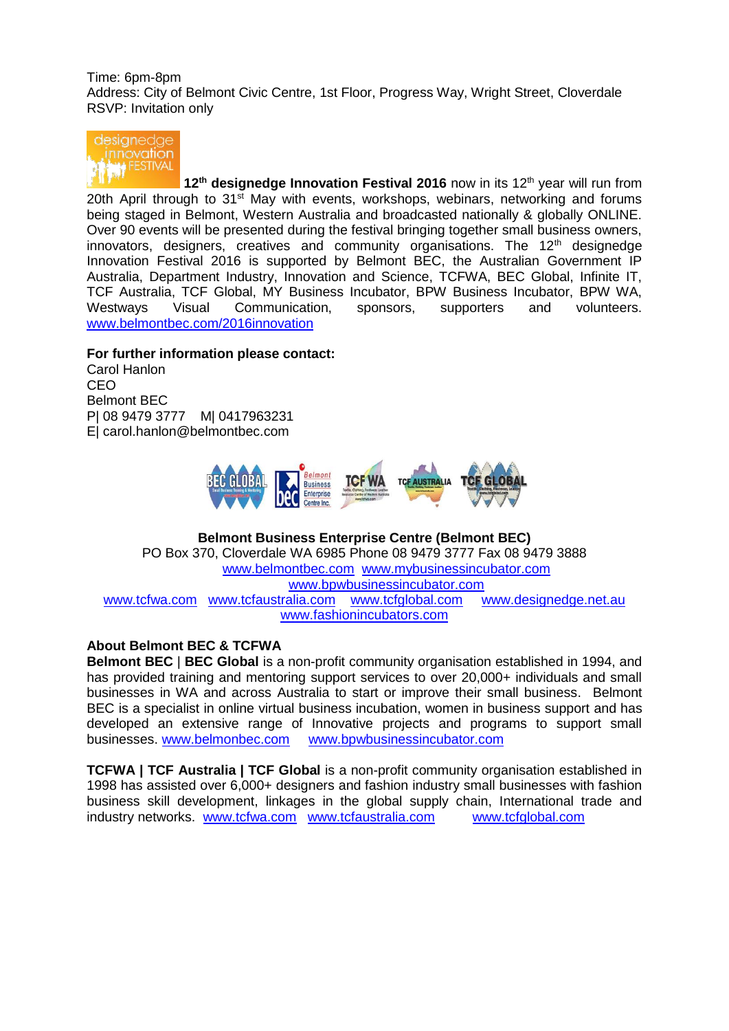Time: 6pm-8pm
Address: City of Belmont Civic Centre, 1st Floor, Progress Way, Wright Street, Cloverdale
RSVP: Invitation only

**12th designedge Innovation Festival 2016** now in its 12th year will run from 20th April through to 31st May with events, workshops, webinars, networking and forums being staged in Belmont, Western Australia and broadcasted nationally & globally ONLINE. Over 90 events will be presented during the festival bringing together small business owners, innovators, designers, creatives and community organisations. The 12th designedge Innovation Festival 2016 is supported by Belmont BEC, the Australian Government IP Australia, Department Industry, Innovation and Science, TCFWA, BEC Global, Infinite IT, TCF Australia, TCF Global, MY Business Incubator, BPW Business Incubator, BPW WA, Westways Visual Communication, sponsors, supporters and volunteers. www.belmontbec.com/2016innovation

**For further information please contact:**
Carol Hanlon
CEO
Belmont BEC
P| 08 9479 3777 M| 0417963231
E| carol.hanlon@belmontbec.com

**Belmont Business Enterprise Centre (Belmont BEC)**
PO Box 370, Cloverdale WA 6985 Phone 08 9479 3777 Fax 08 9479 3888
www.belmontbec.com www.mybusinessincubator.com
www.bpwbusinessincubator.com
www.tcfwa.com www.tcfaustralia.com www.tcfglobal.com www.designedge.net.au
www.fashionincubators.com

**About Belmont BEC & TCFWA**

**Belmont BEC** | **BEC Global** is a non-profit community organisation established in 1994, and has provided training and mentoring support services to over 20,000+ individuals and small businesses in WA and across Australia to start or improve their small business. Belmont BEC is a specialist in online virtual business incubation, women in business support and has developed an extensive range of Innovative projects and programs to support small businesses. www.belmonbec.com www.bpwbusinessincubator.com

**TCFWA | TCF Australia | TCF Global** is a non-profit community organisation established in 1998 has assisted over 6,000+ designers and fashion industry small businesses with fashion business skill development, linkages in the global supply chain, International trade and industry networks. www.tcfwa.com www.tcfaustralia.com www.tcfglobal.com